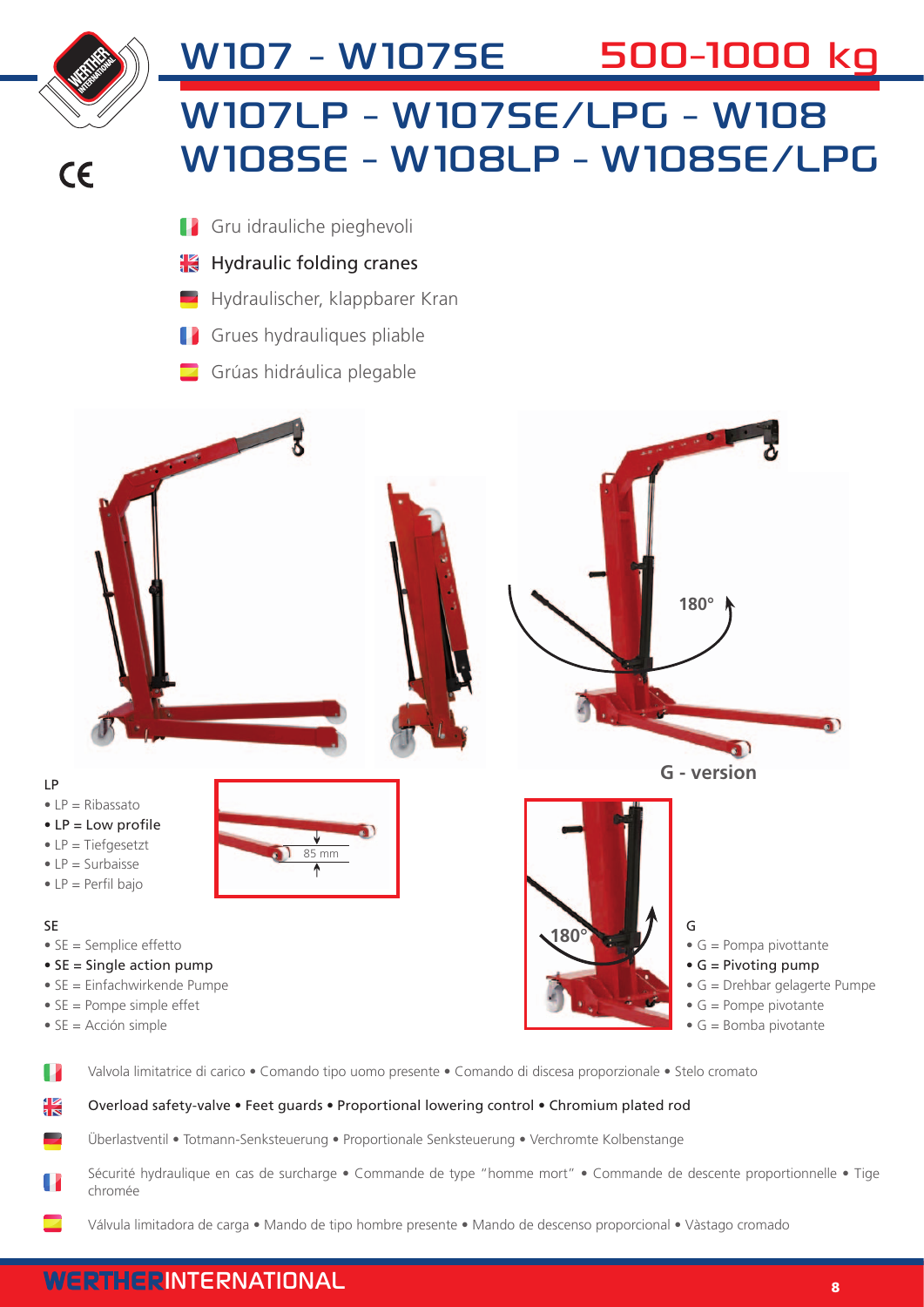# W107 - W107SE 500-1000 kg

# W107LP - W107SE/LPG - W108 W108SE - W108LP - W108SE/LPG

- Gru idrauliche pieghevoli
- **Hydraulic folding cranes**
- Hydraulischer, klappbarer Kran
- Grues hydrauliques pliable
- Grúas hidráulica plegable

180°

**G - version**

LP

- LP = Ribassato
- **LP = Low profile**
- LP = Tiefgesetzt
- LP = Surbaisse
- LP = Perfil bajo

85 mm

SE

- SE = Semplice effetto
- **SE = Single action pump**
- SE = Einfachwirkende Pumpe
- SE = Pompe simple effet
- SE = Acción simple

180°

G

- G = Pompa pivottante
- **G = Pivoting pump**
- G = Drehbar gelagerte Pumpe
- G = Pompe pivotante
- G = Bomba pivotante

Valvola limitatrice di carico • Comando tipo uomo presente • Comando di discesa proporzionale • Stelo cromato

**Overload safety-valve • Feet guards • Proportional lowering control • Chromium plated rod**

Überlastventil • Totmann-Senksteuerung • Proportionale Senksteuerung • Verchromte Kolbenstange

Sécurité hydraulique en cas de surcharge • Commande de type "homme mort" • Commande de descente proportionnelle • Tige chromée

Válvula limitadora de carga • Mando de tipo hombre presente • Mando de descenso proporcional • Vàstago cromado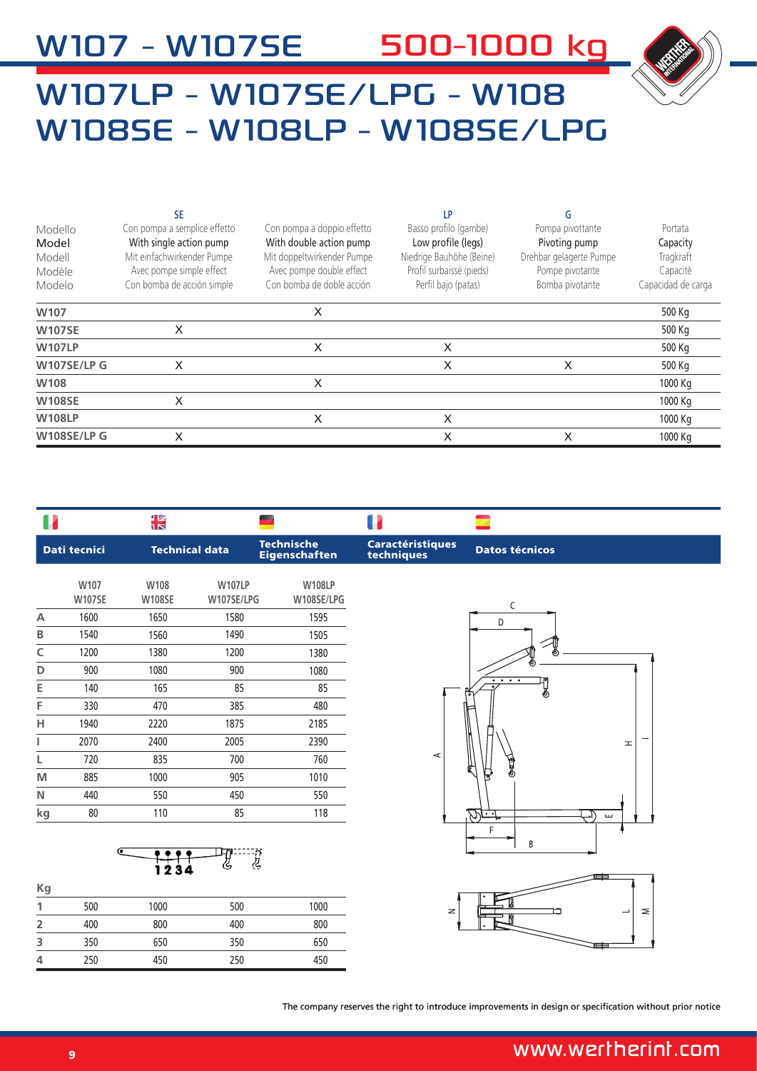# W107 - W107SE 500-1000 kg

# W107LP - W107SE/LPG - W108 W108SE - W108LP - W108SE/LPG

| Modello<br>Model<br>Modell<br>Modèle<br>Modelo | SE<br>Con pompa a semplice effetto<br>With single action pump<br>Mit einfachwirkender Pumpe<br>Avec pompe simple effect<br>Con bomba de acción simple | Con pompa a doppio effetto<br>With double action pump<br>Mit doppeltwirkender Pumpe<br>Avec pompe double effect<br>Con bomba de doble acción | LP<br>Basso profilo (gambe)<br>Low profile (legs)<br>Niedrige Bauhöhe (Beine)<br>Profil surbaissé (pieds)<br>Perfil bajo (patas) | G<br>Pompa pivottante<br>Pivoting pump<br>Drehbar gelagerte Pumpe<br>Pompe pivotante<br>Bomba pivotante | Portata<br>Capacity<br>Tragkraft<br>Capacitè<br>Capacidad de carga |
|---|---|---|---|---|---|
| **W107** | | X | | | 500 Kg |
| **W107SE** | X | | | | 500 Kg |
| **W107LP** | | X | X | | 500 Kg |
| **W107SE/LP G** | X | | X | X | 500 Kg |
| **W108** | | X | | | 1000 Kg |
| **W108SE** | X | | | | 1000 Kg |
| **W108LP** | | X | X | | 1000 Kg |
| **W108SE/LP G** | X | | X | X | 1000 Kg |

**Dati tecnici** | **Technical data** | **Technische Eigenschaften** | **Caractéristiques techniques** | **Datos técnicos**

| | W107<br>W107SE | W108<br>W108SE | W107LP<br>W107SE/LPG | W108LP<br>W108SE/LPG |
|---|---|---|---|---|
| A | 1600 | 1650 | 1580 | 1595 |
| B | 1540 | 1560 | 1490 | 1505 |
| C | 1200 | 1380 | 1200 | 1380 |
| D | 900 | 1080 | 900 | 1080 |
| E | 140 | 165 | 85 | 85 |
| F | 330 | 470 | 385 | 480 |
| H | 1940 | 2220 | 1875 | 2185 |
| I | 2070 | 2400 | 2005 | 2390 |
| L | 720 | 835 | 700 | 760 |
| M | 885 | 1000 | 905 | 1010 |
| N | 440 | 550 | 450 | 550 |
| kg | 80 | 110 | 85 | 118 |

1 2 3 4

| Kg | | | | |
|---|---|---|---|---|
| 1 | 500 | 1000 | 500 | 1000 |
| 2 | 400 | 800 | 400 | 800 |
| 3 | 350 | 650 | 350 | 650 |
| 4 | 250 | 450 | 250 | 450 |

C D A H I E F B N L M

The company reserves the right to introduce improvements in design or specification without prior notice

www.wertherint.com